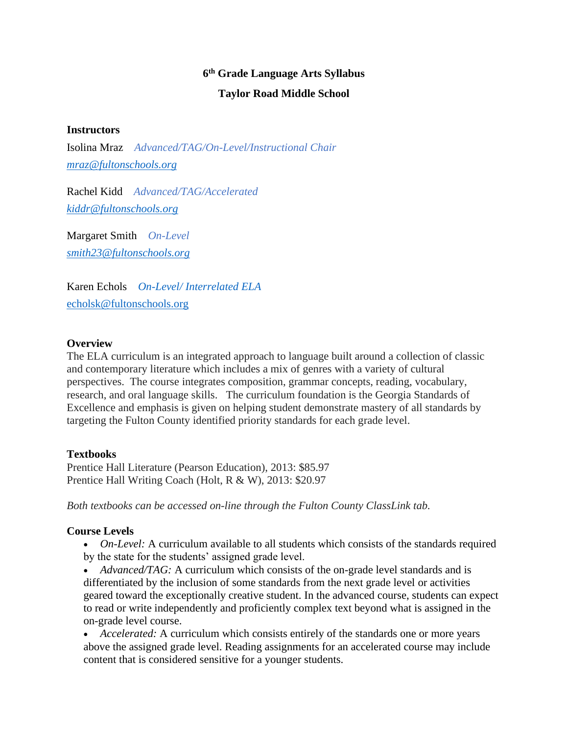# 6th Grade Language Arts Syllabus

## Taylor Road Middle School

**Instructors**

Isolina Mraz *Advanced/TAG/On-Level/Instructional Chair*
*mraz@fultonschools.org*

Rachel Kidd *Advanced/TAG/Accelerated*
*kiddr@fultonschools.org*

Margaret Smith *On-Level*
*smith23@fultonschools.org*

Karen Echols *On-Level/ Interrelated ELA*
echolsk@fultonschools.org

**Overview**

The ELA curriculum is an integrated approach to language built around a collection of classic and contemporary literature which includes a mix of genres with a variety of cultural perspectives. The course integrates composition, grammar concepts, reading, vocabulary, research, and oral language skills. The curriculum foundation is the Georgia Standards of Excellence and emphasis is given on helping student demonstrate mastery of all standards by targeting the Fulton County identified priority standards for each grade level.

**Textbooks**

Prentice Hall Literature (Pearson Education), 2013: $85.97
Prentice Hall Writing Coach (Holt, R & W), 2013: $20.97

*Both textbooks can be accessed on-line through the Fulton County ClassLink tab.*

**Course Levels**

- *On-Level:* A curriculum available to all students which consists of the standards required by the state for the students' assigned grade level.
- *Advanced/TAG:* A curriculum which consists of the on-grade level standards and is differentiated by the inclusion of some standards from the next grade level or activities geared toward the exceptionally creative student. In the advanced course, students can expect to read or write independently and proficiently complex text beyond what is assigned in the on-grade level course.
- *Accelerated:* A curriculum which consists entirely of the standards one or more years above the assigned grade level. Reading assignments for an accelerated course may include content that is considered sensitive for a younger students.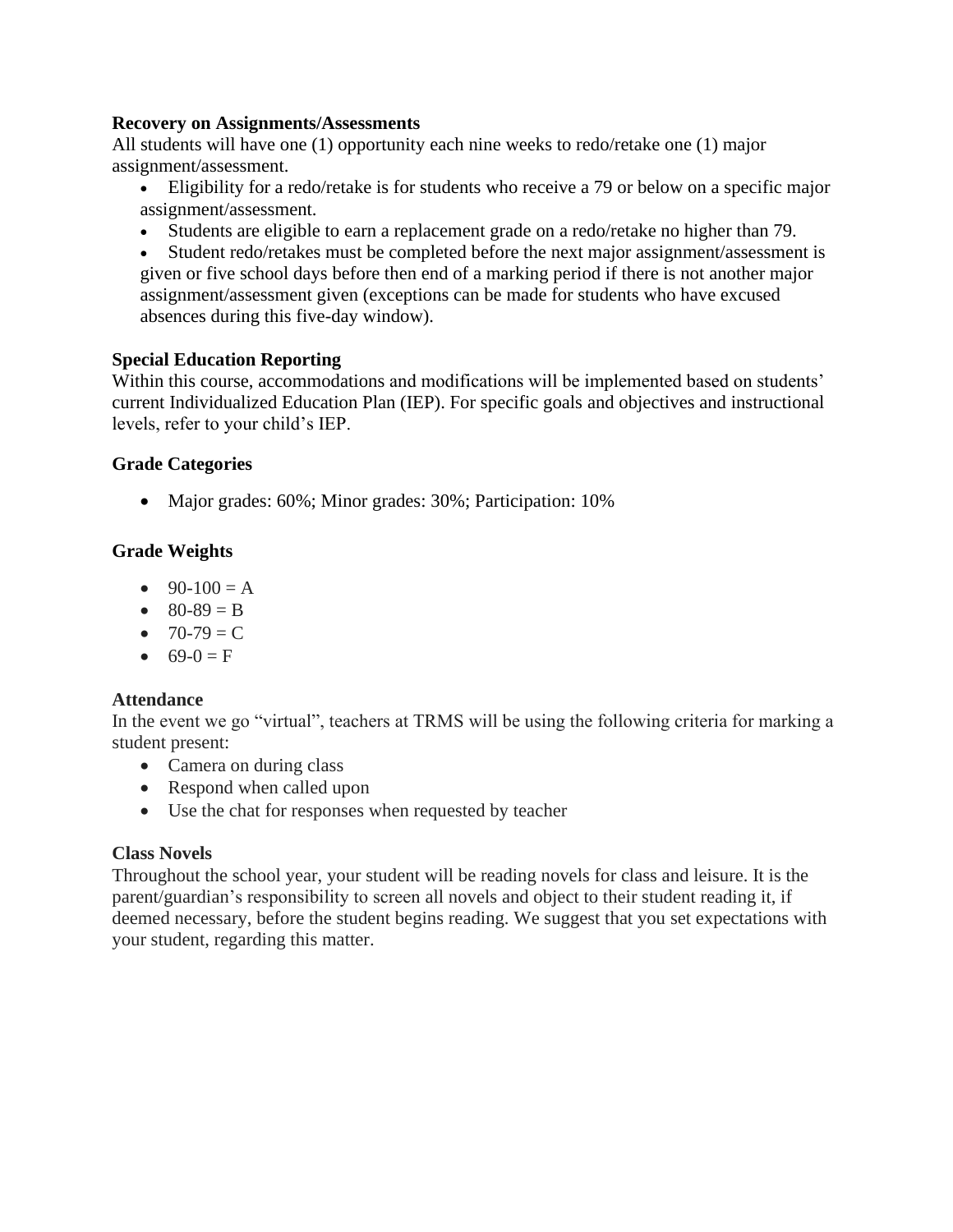**Recovery on Assignments/Assessments**

All students will have one (1) opportunity each nine weeks to redo/retake one (1) major assignment/assessment.

- Eligibility for a redo/retake is for students who receive a 79 or below on a specific major assignment/assessment.
- Students are eligible to earn a replacement grade on a redo/retake no higher than 79.
- Student redo/retakes must be completed before the next major assignment/assessment is given or five school days before then end of a marking period if there is not another major assignment/assessment given (exceptions can be made for students who have excused absences during this five-day window).

**Special Education Reporting**

Within this course, accommodations and modifications will be implemented based on students' current Individualized Education Plan (IEP). For specific goals and objectives and instructional levels, refer to your child's IEP.

**Grade Categories**

- Major grades: 60%; Minor grades: 30%; Participation: 10%

**Grade Weights**

- 90-100 = A
- 80-89 = B
- 70-79 = C
- 69-0 = F

**Attendance**

In the event we go "virtual", teachers at TRMS will be using the following criteria for marking a student present:

- Camera on during class
- Respond when called upon
- Use the chat for responses when requested by teacher

**Class Novels**

Throughout the school year, your student will be reading novels for class and leisure. It is the parent/guardian's responsibility to screen all novels and object to their student reading it, if deemed necessary, before the student begins reading. We suggest that you set expectations with your student, regarding this matter.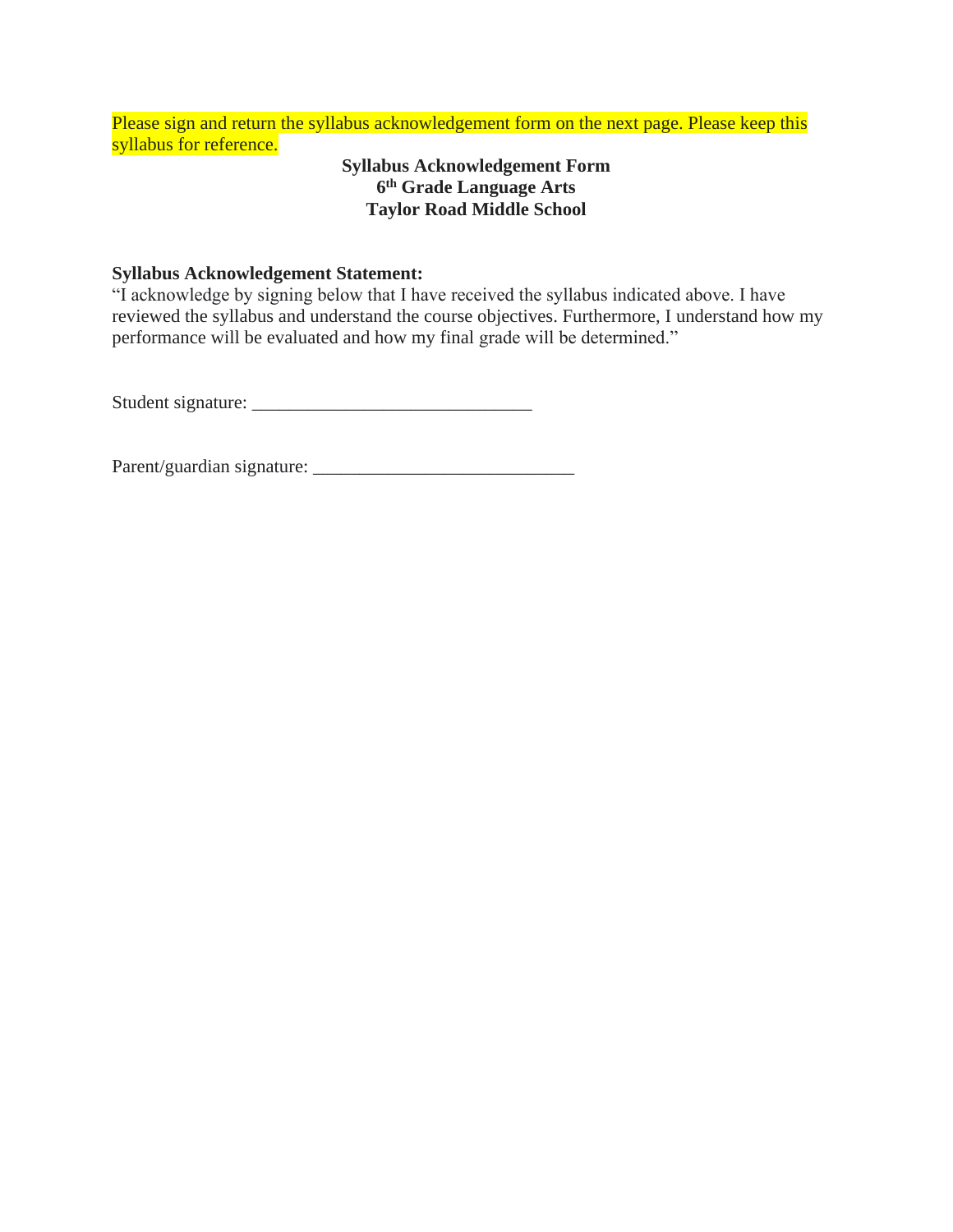Please sign and return the syllabus acknowledgement form on the next page. Please keep this syllabus for reference.

**Syllabus Acknowledgement Form**
**6th Grade Language Arts**
**Taylor Road Middle School**

**Syllabus Acknowledgement Statement:**
"I acknowledge by signing below that I have received the syllabus indicated above. I have reviewed the syllabus and understand the course objectives. Furthermore, I understand how my performance will be evaluated and how my final grade will be determined."

Student signature: ______________________________

Parent/guardian signature: ____________________________